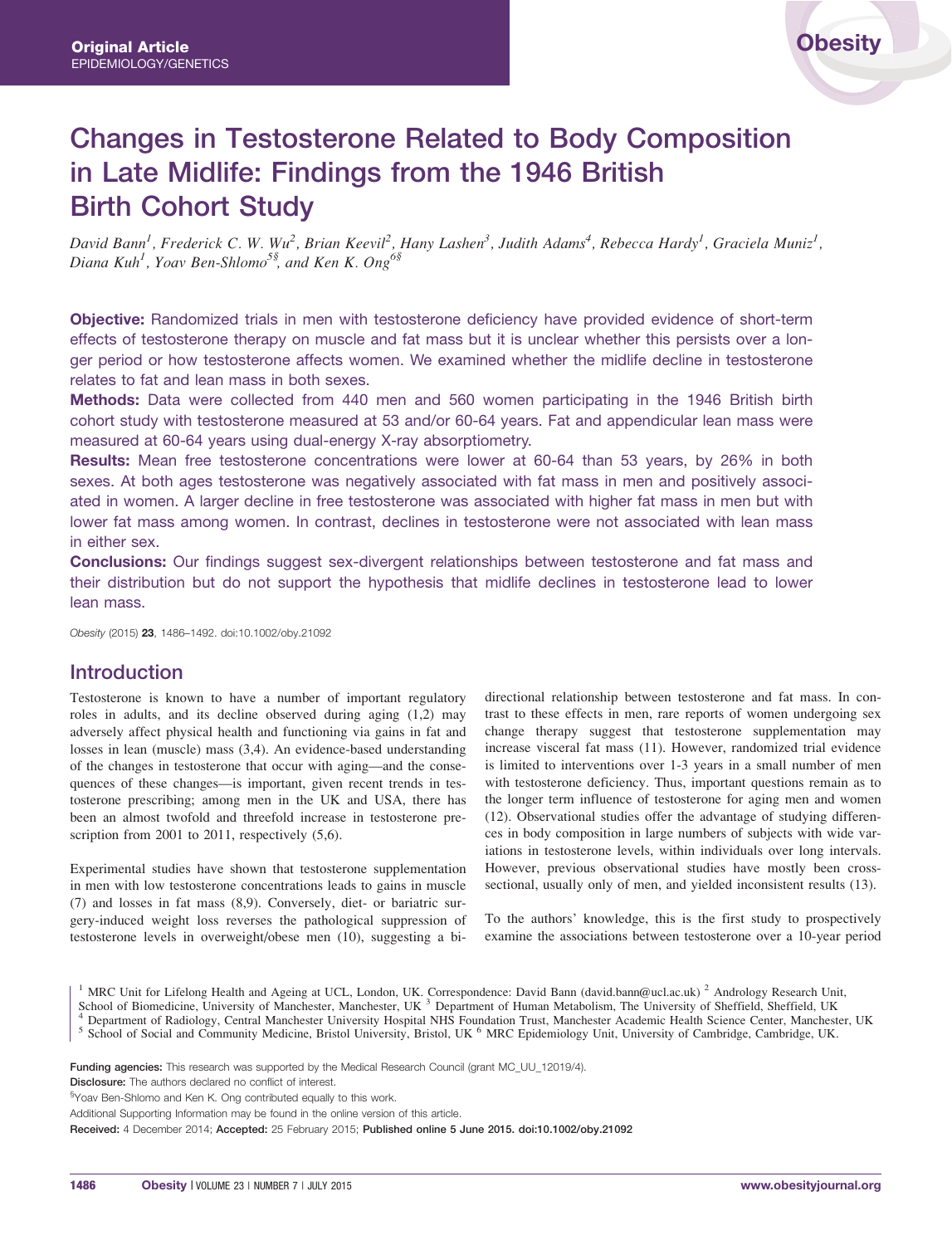Original Article
EPIDEMIOLOGY/GENETICS

# Changes in Testosterone Related to Body Composition in Late Midlife: Findings from the 1946 British Birth Cohort Study

*David Bann[1], Frederick C. W. Wu[2], Brian Keevil[2], Hany Lashen[3], Judith Adams[4], Rebecca Hardy[1], Graciela Muniz[1], Diana Kuh[1], Yoav Ben-Shlomo[5§], and Ken K. Ong[6§]*

**Objective:** Randomized trials in men with testosterone deficiency have provided evidence of short-term effects of testosterone therapy on muscle and fat mass but it is unclear whether this persists over a longer period or how testosterone affects women. We examined whether the midlife decline in testosterone relates to fat and lean mass in both sexes.

**Methods:** Data were collected from 440 men and 560 women participating in the 1946 British birth cohort study with testosterone measured at 53 and/or 60-64 years. Fat and appendicular lean mass were measured at 60-64 years using dual-energy X-ray absorptiometry.

**Results:** Mean free testosterone concentrations were lower at 60-64 than 53 years, by 26% in both sexes. At both ages testosterone was negatively associated with fat mass in men and positively associated in women. A larger decline in free testosterone was associated with higher fat mass in men but with lower fat mass among women. In contrast, declines in testosterone were not associated with lean mass in either sex.

**Conclusions:** Our findings suggest sex-divergent relationships between testosterone and fat mass and their distribution but do not support the hypothesis that midlife declines in testosterone lead to lower lean mass.

*Obesity* (2015) **23**, 1486–1492. doi:10.1002/oby.21092

## Introduction

Testosterone is known to have a number of important regulatory roles in adults, and its decline observed during aging (1,2) may adversely affect physical health and functioning via gains in fat and losses in lean (muscle) mass (3,4). An evidence-based understanding of the changes in testosterone that occur with aging—and the consequences of these changes—is important, given recent trends in testosterone prescribing; among men in the UK and USA, there has been an almost twofold and threefold increase in testosterone prescription from 2001 to 2011, respectively (5,6).

Experimental studies have shown that testosterone supplementation in men with low testosterone concentrations leads to gains in muscle (7) and losses in fat mass (8,9). Conversely, diet- or bariatric surgery-induced weight loss reverses the pathological suppression of testosterone levels in overweight/obese men (10), suggesting a bi-directional relationship between testosterone and fat mass. In contrast to these effects in men, rare reports of women undergoing sex change therapy suggest that testosterone supplementation may increase visceral fat mass (11). However, randomized trial evidence is limited to interventions over 1-3 years in a small number of men with testosterone deficiency. Thus, important questions remain as to the longer term influence of testosterone for aging men and women (12). Observational studies offer the advantage of studying differences in body composition in large numbers of subjects with wide variations in testosterone levels, within individuals over long intervals. However, previous observational studies have mostly been cross-sectional, usually only of men, and yielded inconsistent results (13).

To the authors' knowledge, this is the first study to prospectively examine the associations between testosterone over a 10-year period

[1] MRC Unit for Lifelong Health and Ageing at UCL, London, UK. Correspondence: David Bann (david.bann@ucl.ac.uk) [2] Andrology Research Unit, School of Biomedicine, University of Manchester, Manchester, UK [3] Department of Human Metabolism, The University of Sheffield, Sheffield, UK [4] Department of Radiology, Central Manchester University Hospital NHS Foundation Trust, Manchester Academic Health Science Center, Manchester, UK [5] School of Social and Community Medicine, Bristol University, Bristol, UK [6] MRC Epidemiology Unit, University of Cambridge, Cambridge, UK.

**Funding agencies:** This research was supported by the Medical Research Council (grant MC_UU_12019/4).
**Disclosure:** The authors declared no conflict of interest.
§Yoav Ben-Shlomo and Ken K. Ong contributed equally to this work.
Additional Supporting Information may be found in the online version of this article.
**Received:** 4 December 2014; **Accepted:** 25 February 2015; **Published online 5 June 2015. doi:10.1002/oby.21092**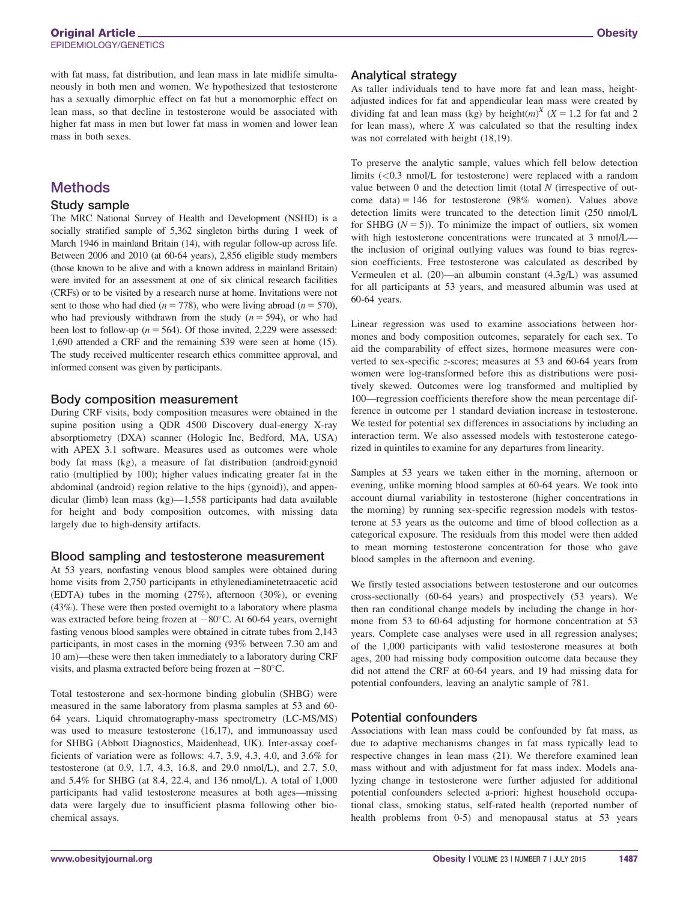with fat mass, fat distribution, and lean mass in late midlife simultaneously in both men and women. We hypothesized that testosterone has a sexually dimorphic effect on fat but a monomorphic effect on lean mass, so that decline in testosterone would be associated with higher fat mass in men but lower fat mass in women and lower lean mass in both sexes.

# Methods

## Study sample

The MRC National Survey of Health and Development (NSHD) is a socially stratified sample of 5,362 singleton births during 1 week of March 1946 in mainland Britain (14), with regular follow-up across life. Between 2006 and 2010 (at 60-64 years), 2,856 eligible study members (those known to be alive and with a known address in mainland Britain) were invited for an assessment at one of six clinical research facilities (CRFs) or to be visited by a research nurse at home. Invitations were not sent to those who had died ($n = 778$), who were living abroad ($n = 570$), who had previously withdrawn from the study ($n = 594$), or who had been lost to follow-up ($n = 564$). Of those invited, 2,229 were assessed: 1,690 attended a CRF and the remaining 539 were seen at home (15). The study received multicenter research ethics committee approval, and informed consent was given by participants.

## Body composition measurement

During CRF visits, body composition measures were obtained in the supine position using a QDR 4500 Discovery dual-energy X-ray absorptiometry (DXA) scanner (Hologic Inc, Bedford, MA, USA) with APEX 3.1 software. Measures used as outcomes were whole body fat mass (kg), a measure of fat distribution (android:gynoid ratio (multiplied by 100); higher values indicating greater fat in the abdominal (android) region relative to the hips (gynoid)), and appendicular (limb) lean mass (kg)—1,558 participants had data available for height and body composition outcomes, with missing data largely due to high-density artifacts.

## Blood sampling and testosterone measurement

At 53 years, nonfasting venous blood samples were obtained during home visits from 2,750 participants in ethylenediaminetetraacetic acid (EDTA) tubes in the morning (27%), afternoon (30%), or evening (43%). These were then posted overnight to a laboratory where plasma was extracted before being frozen at $-80°$C. At 60-64 years, overnight fasting venous blood samples were obtained in citrate tubes from 2,143 participants, in most cases in the morning (93% between 7.30 am and 10 am)—these were then taken immediately to a laboratory during CRF visits, and plasma extracted before being frozen at $-80°$C.

Total testosterone and sex-hormone binding globulin (SHBG) were measured in the same laboratory from plasma samples at 53 and 60-64 years. Liquid chromatography-mass spectrometry (LC-MS/MS) was used to measure testosterone (16,17), and immunoassay used for SHBG (Abbott Diagnostics, Maidenhead, UK). Inter-assay coefficients of variation were as follows: 4.7, 3.9, 4.3, 4.0, and 3.6% for testosterone (at 0.9, 1.7, 4.3, 16.8, and 29.0 nmol/L), and 2.7, 5.0, and 5.4% for SHBG (at 8.4, 22.4, and 136 nmol/L). A total of 1,000 participants had valid testosterone measures at both ages—missing data were largely due to insufficient plasma following other biochemical assays.

## Analytical strategy

As taller individuals tend to have more fat and lean mass, height-adjusted indices for fat and appendicular lean mass were created by dividing fat and lean mass (kg) by height$(m)^X$ ($X = 1.2$ for fat and 2 for lean mass), where $X$ was calculated so that the resulting index was not correlated with height (18,19).

To preserve the analytic sample, values which fell below detection limits (<0.3 nmol/L for testosterone) were replaced with a random value between 0 and the detection limit (total $N$ (irrespective of outcome data) = 146 for testosterone (98% women). Values above detection limits were truncated to the detection limit (250 nmol/L for SHBG ($N = 5$)). To minimize the impact of outliers, six women with high testosterone concentrations were truncated at 3 nmol/L—the inclusion of original outlying values was found to bias regression coefficients. Free testosterone was calculated as described by Vermeulen et al. (20)—an albumin constant (4.3g/L) was assumed for all participants at 53 years, and measured albumin was used at 60-64 years.

Linear regression was used to examine associations between hormones and body composition outcomes, separately for each sex. To aid the comparability of effect sizes, hormone measures were converted to sex-specific $z$-scores; measures at 53 and 60-64 years from women were log-transformed before this as distributions were positively skewed. Outcomes were log transformed and multiplied by 100—regression coefficients therefore show the mean percentage difference in outcome per 1 standard deviation increase in testosterone. We tested for potential sex differences in associations by including an interaction term. We also assessed models with testosterone categorized in quintiles to examine for any departures from linearity.

Samples at 53 years we taken either in the morning, afternoon or evening, unlike morning blood samples at 60-64 years. We took into account diurnal variability in testosterone (higher concentrations in the morning) by running sex-specific regression models with testosterone at 53 years as the outcome and time of blood collection as a categorical exposure. The residuals from this model were then added to mean morning testosterone concentration for those who gave blood samples in the afternoon and evening.

We firstly tested associations between testosterone and our outcomes cross-sectionally (60-64 years) and prospectively (53 years). We then ran conditional change models by including the change in hormone from 53 to 60-64 adjusting for hormone concentration at 53 years. Complete case analyses were used in all regression analyses; of the 1,000 participants with valid testosterone measures at both ages, 200 had missing body composition outcome data because they did not attend the CRF at 60-64 years, and 19 had missing data for potential confounders, leaving an analytic sample of 781.

## Potential confounders

Associations with lean mass could be confounded by fat mass, as due to adaptive mechanisms changes in fat mass typically lead to respective changes in lean mass (21). We therefore examined lean mass without and with adjustment for fat mass index. Models analyzing change in testosterone were further adjusted for additional potential confounders selected a-priori: highest household occupational class, smoking status, self-rated health (reported number of health problems from 0-5) and menopausal status at 53 years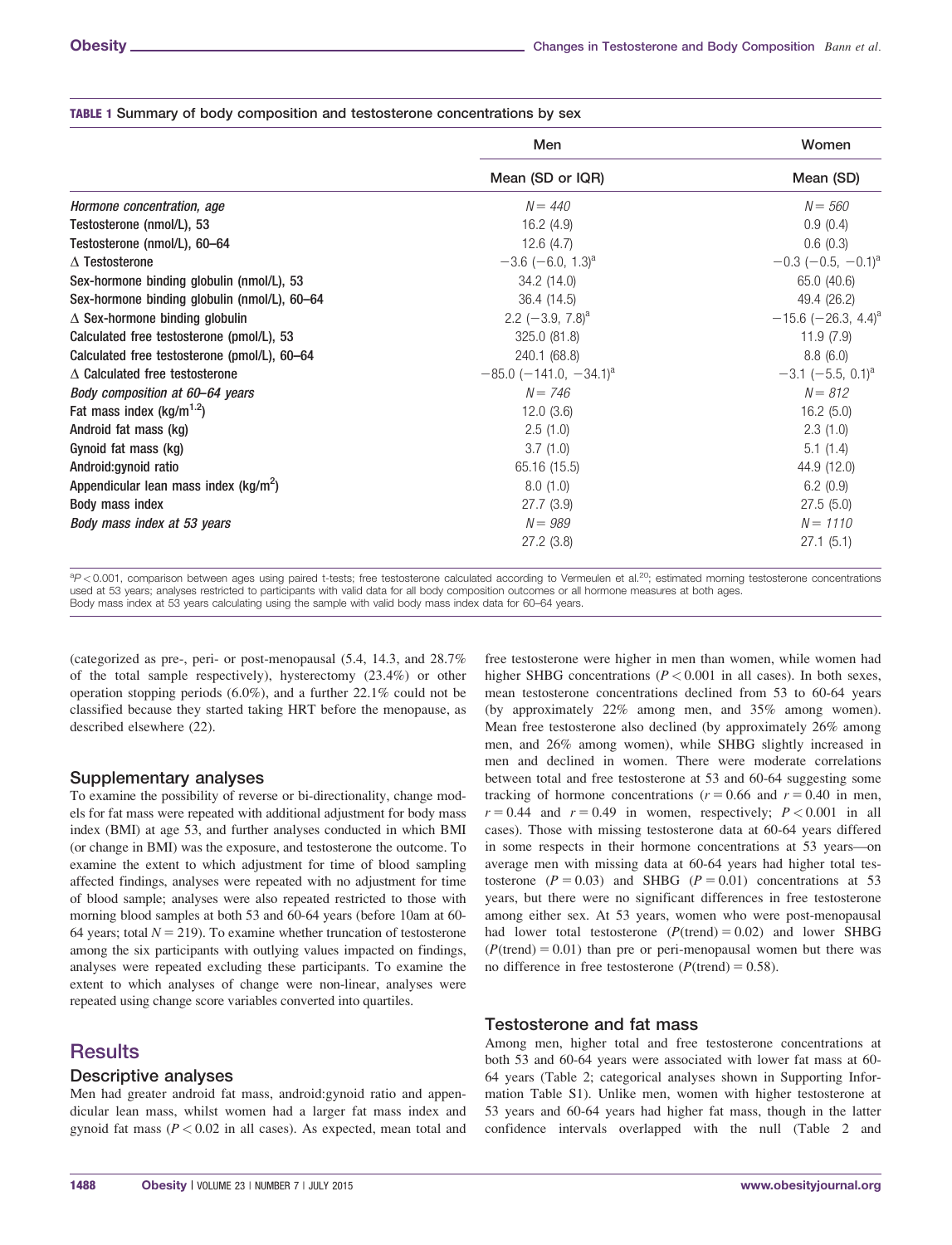**TABLE 1** Summary of body composition and testosterone concentrations by sex

| | Men | Women |
|---|---|---|
| | Mean (SD or IQR) | Mean (SD) |
| *Hormone concentration, age* | *N* = 440 | *N* = 560 |
| Testosterone (nmol/L), 53 | 16.2 (4.9) | 0.9 (0.4) |
| Testosterone (nmol/L), 60–64 | 12.6 (4.7) | 0.6 (0.3) |
| Δ Testosterone | −3.6 (−6.0, 1.3)[a] | −0.3 (−0.5, −0.1)[a] |
| Sex-hormone binding globulin (nmol/L), 53 | 34.2 (14.0) | 65.0 (40.6) |
| Sex-hormone binding globulin (nmol/L), 60–64 | 36.4 (14.5) | 49.4 (26.2) |
| Δ Sex-hormone binding globulin | 2.2 (−3.9, 7.8)[a] | −15.6 (−26.3, 4.4)[a] |
| Calculated free testosterone (pmol/L), 53 | 325.0 (81.8) | 11.9 (7.9) |
| Calculated free testosterone (pmol/L), 60–64 | 240.1 (68.8) | 8.8 (6.0) |
| Δ Calculated free testosterone | −85.0 (−141.0, −34.1)[a] | −3.1 (−5.5, 0.1)[a] |
| *Body composition at 60–64 years* | *N* = 746 | *N* = 812 |
| Fat mass index (kg/m$^{1.2}$) | 12.0 (3.6) | 16.2 (5.0) |
| Android fat mass (kg) | 2.5 (1.0) | 2.3 (1.0) |
| Gynoid fat mass (kg) | 3.7 (1.0) | 5.1 (1.4) |
| Android:gynoid ratio | 65.16 (15.5) | 44.9 (12.0) |
| Appendicular lean mass index (kg/m$^2$) | 8.0 (1.0) | 6.2 (0.9) |
| Body mass index | 27.7 (3.9) | 27.5 (5.0) |
| *Body mass index at 53 years* | *N* = 989 | *N* = 1110 |
| | 27.2 (3.8) | 27.1 (5.1) |

[a]$P < 0.001$, comparison between ages using paired t-tests; free testosterone calculated according to Vermeulen et al.[20]; estimated morning testosterone concentrations used at 53 years; analyses restricted to participants with valid data for all body composition outcomes or all hormone measures at both ages.
Body mass index at 53 years calculating using the sample with valid body mass index data for 60–64 years.

(categorized as pre-, peri- or post-menopausal (5.4, 14.3, and 28.7% of the total sample respectively), hysterectomy (23.4%) or other operation stopping periods (6.0%), and a further 22.1% could not be classified because they started taking HRT before the menopause, as described elsewhere (22).

### Supplementary analyses

To examine the possibility of reverse or bi-directionality, change models for fat mass were repeated with additional adjustment for body mass index (BMI) at age 53, and further analyses conducted in which BMI (or change in BMI) was the exposure, and testosterone the outcome. To examine the extent to which adjustment for time of blood sampling affected findings, analyses were repeated with no adjustment for time of blood sample; analyses were also repeated restricted to those with morning blood samples at both 53 and 60-64 years (before 10am at 60-64 years; total $N = 219$). To examine whether truncation of testosterone among the six participants with outlying values impacted on findings, analyses were repeated excluding these participants. To examine the extent to which analyses of change were non-linear, analyses were repeated using change score variables converted into quartiles.

## Results

### Descriptive analyses

Men had greater android fat mass, android:gynoid ratio and appendicular lean mass, whilst women had a larger fat mass index and gynoid fat mass ($P < 0.02$ in all cases). As expected, mean total and free testosterone were higher in men than women, while women had higher SHBG concentrations ($P < 0.001$ in all cases). In both sexes, mean testosterone concentrations declined from 53 to 60-64 years (by approximately 22% among men, and 35% among women). Mean free testosterone also declined (by approximately 26% among men, and 26% among women), while SHBG slightly increased in men and declined in women. There were moderate correlations between total and free testosterone at 53 and 60-64 suggesting some tracking of hormone concentrations ($r = 0.66$ and $r = 0.40$ in men, $r = 0.44$ and $r = 0.49$ in women, respectively; $P < 0.001$ in all cases). Those with missing testosterone data at 60-64 years differed in some respects in their hormone concentrations at 53 years—on average men with missing data at 60-64 years had higher total testosterone ($P = 0.03$) and SHBG ($P = 0.01$) concentrations at 53 years, but there were no significant differences in free testosterone among either sex. At 53 years, women who were post-menopausal had lower total testosterone ($P(\text{trend}) = 0.02$) and lower SHBG ($P(\text{trend}) = 0.01$) than pre or peri-menopausal women but there was no difference in free testosterone ($P(\text{trend}) = 0.58$).

### Testosterone and fat mass

Among men, higher total and free testosterone concentrations at both 53 and 60-64 years were associated with lower fat mass at 60-64 years (Table 2; categorical analyses shown in Supporting Information Table S1). Unlike men, women with higher testosterone at 53 years and 60-64 years had higher fat mass, though in the latter confidence intervals overlapped with the null (Table 2 and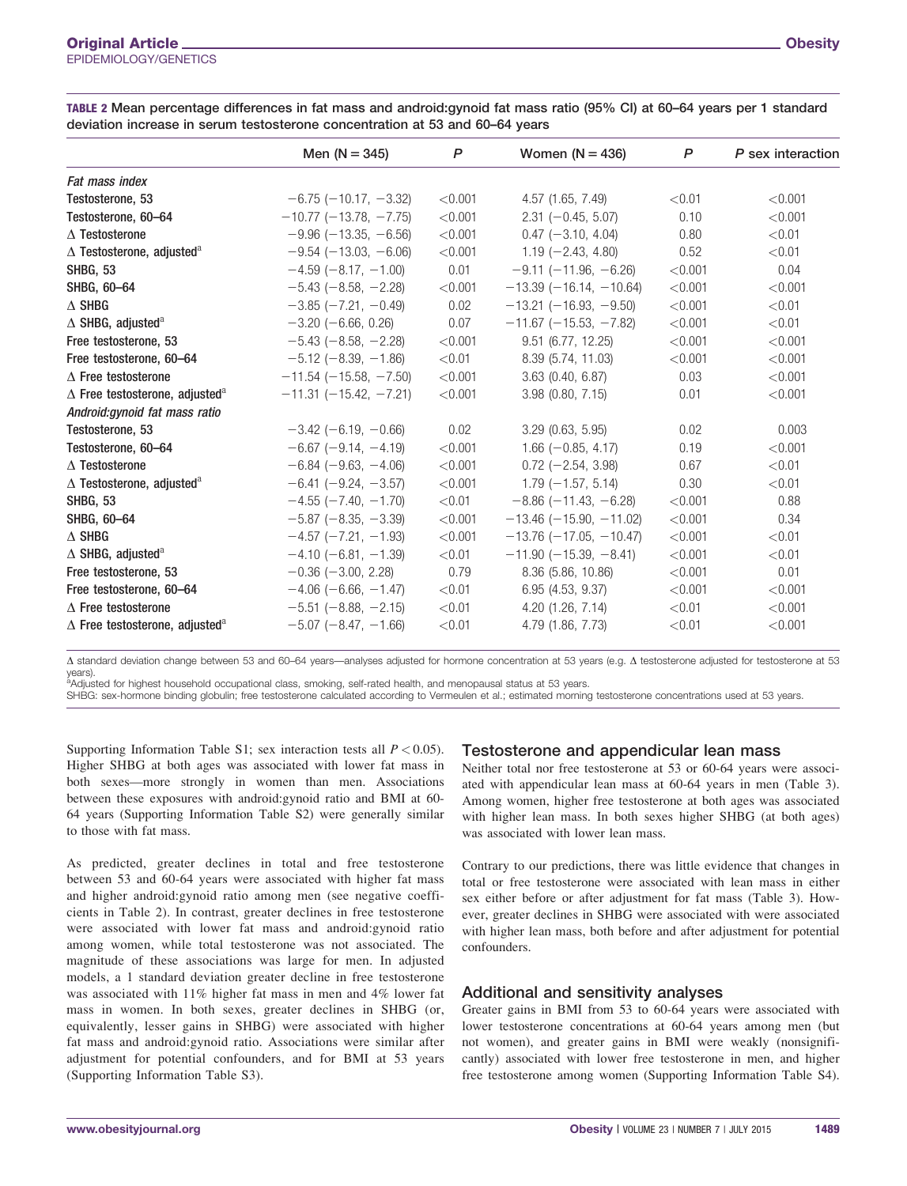**TABLE 2** Mean percentage differences in fat mass and android:gynoid fat mass ratio (95% CI) at 60–64 years per 1 standard deviation increase in serum testosterone concentration at 53 and 60–64 years

| | Men (N = 345) | *P* | Women (N = 436) | *P* | *P* sex interaction |
|---|---|---|---|---|---|
| *Fat mass index* | | | | | |
| Testosterone, 53 | −6.75 (−10.17, −3.32) | <0.001 | 4.57 (1.65, 7.49) | <0.01 | <0.001 |
| Testosterone, 60–64 | −10.77 (−13.78, −7.75) | <0.001 | 2.31 (−0.45, 5.07) | 0.10 | <0.001 |
| Δ Testosterone | −9.96 (−13.35, −6.56) | <0.001 | 0.47 (−3.10, 4.04) | 0.80 | <0.01 |
| Δ Testosterone, adjusted[a] | −9.54 (−13.03, −6.06) | <0.001 | 1.19 (−2.43, 4.80) | 0.52 | <0.01 |
| SHBG, 53 | −4.59 (−8.17, −1.00) | 0.01 | −9.11 (−11.96, −6.26) | <0.001 | 0.04 |
| SHBG, 60–64 | −5.43 (−8.58, −2.28) | <0.001 | −13.39 (−16.14, −10.64) | <0.001 | <0.001 |
| Δ SHBG | −3.85 (−7.21, −0.49) | 0.02 | −13.21 (−16.93, −9.50) | <0.001 | <0.01 |
| Δ SHBG, adjusted[a] | −3.20 (−6.66, 0.26) | 0.07 | −11.67 (−15.53, −7.82) | <0.001 | <0.01 |
| Free testosterone, 53 | −5.43 (−8.58, −2.28) | <0.001 | 9.51 (6.77, 12.25) | <0.001 | <0.001 |
| Free testosterone, 60–64 | −5.12 (−8.39, −1.86) | <0.01 | 8.39 (5.74, 11.03) | <0.001 | <0.001 |
| Δ Free testosterone | −11.54 (−15.58, −7.50) | <0.001 | 3.63 (0.40, 6.87) | 0.03 | <0.001 |
| Δ Free testosterone, adjusted[a] | −11.31 (−15.42, −7.21) | <0.001 | 3.98 (0.80, 7.15) | 0.01 | <0.001 |
| *Android:gynoid fat mass ratio* | | | | | |
| Testosterone, 53 | −3.42 (−6.19, −0.66) | 0.02 | 3.29 (0.63, 5.95) | 0.02 | 0.003 |
| Testosterone, 60–64 | −6.67 (−9.14, −4.19) | <0.001 | 1.66 (−0.85, 4.17) | 0.19 | <0.001 |
| Δ Testosterone | −6.84 (−9.63, −4.06) | <0.001 | 0.72 (−2.54, 3.98) | 0.67 | <0.01 |
| Δ Testosterone, adjusted[a] | −6.41 (−9.24, −3.57) | <0.001 | 1.79 (−1.57, 5.14) | 0.30 | <0.01 |
| SHBG, 53 | −4.55 (−7.40, −1.70) | <0.01 | −8.86 (−11.43, −6.28) | <0.001 | 0.88 |
| SHBG, 60–64 | −5.87 (−8.35, −3.39) | <0.001 | −13.46 (−15.90, −11.02) | <0.001 | 0.34 |
| Δ SHBG | −4.57 (−7.21, −1.93) | <0.001 | −13.76 (−17.05, −10.47) | <0.001 | <0.01 |
| Δ SHBG, adjusted[a] | −4.10 (−6.81, −1.39) | <0.01 | −11.90 (−15.39, −8.41) | <0.001 | <0.01 |
| Free testosterone, 53 | −0.36 (−3.00, 2.28) | 0.79 | 8.36 (5.86, 10.86) | <0.001 | 0.01 |
| Free testosterone, 60–64 | −4.06 (−6.66, −1.47) | <0.01 | 6.95 (4.53, 9.37) | <0.001 | <0.001 |
| Δ Free testosterone | −5.51 (−8.88, −2.15) | <0.01 | 4.20 (1.26, 7.14) | <0.01 | <0.001 |
| Δ Free testosterone, adjusted[a] | −5.07 (−8.47, −1.66) | <0.01 | 4.79 (1.86, 7.73) | <0.01 | <0.001 |

Δ standard deviation change between 53 and 60–64 years—analyses adjusted for hormone concentration at 53 years (e.g. Δ testosterone adjusted for testosterone at 53 years).
[a]Adjusted for highest household occupational class, smoking, self-rated health, and menopausal status at 53 years.
SHBG: sex-hormone binding globulin; free testosterone calculated according to Vermeulen et al.; estimated morning testosterone concentrations used at 53 years.

Supporting Information Table S1; sex interaction tests all $P < 0.05$). Higher SHBG at both ages was associated with lower fat mass in both sexes—more strongly in women than men. Associations between these exposures with android:gynoid ratio and BMI at 60-64 years (Supporting Information Table S2) were generally similar to those with fat mass.

As predicted, greater declines in total and free testosterone between 53 and 60-64 years were associated with higher fat mass and higher android:gynoid ratio among men (see negative coefficients in Table 2). In contrast, greater declines in free testosterone were associated with lower fat mass and android:gynoid ratio among women, while total testosterone was not associated. The magnitude of these associations was large for men. In adjusted models, a 1 standard deviation greater decline in free testosterone was associated with 11% higher fat mass in men and 4% lower fat mass in women. In both sexes, greater declines in SHBG (or, equivalently, lesser gains in SHBG) were associated with higher fat mass and android:gynoid ratio. Associations were similar after adjustment for potential confounders, and for BMI at 53 years (Supporting Information Table S3).

## Testosterone and appendicular lean mass

Neither total nor free testosterone at 53 or 60-64 years were associated with appendicular lean mass at 60-64 years in men (Table 3). Among women, higher free testosterone at both ages was associated with higher lean mass. In both sexes higher SHBG (at both ages) was associated with lower lean mass.

Contrary to our predictions, there was little evidence that changes in total or free testosterone were associated with lean mass in either sex either before or after adjustment for fat mass (Table 3). However, greater declines in SHBG were associated with were associated with higher lean mass, both before and after adjustment for potential confounders.

## Additional and sensitivity analyses

Greater gains in BMI from 53 to 60-64 years were associated with lower testosterone concentrations at 60-64 years among men (but not women), and greater gains in BMI were weakly (nonsignificantly) associated with lower free testosterone in men, and higher free testosterone among women (Supporting Information Table S4).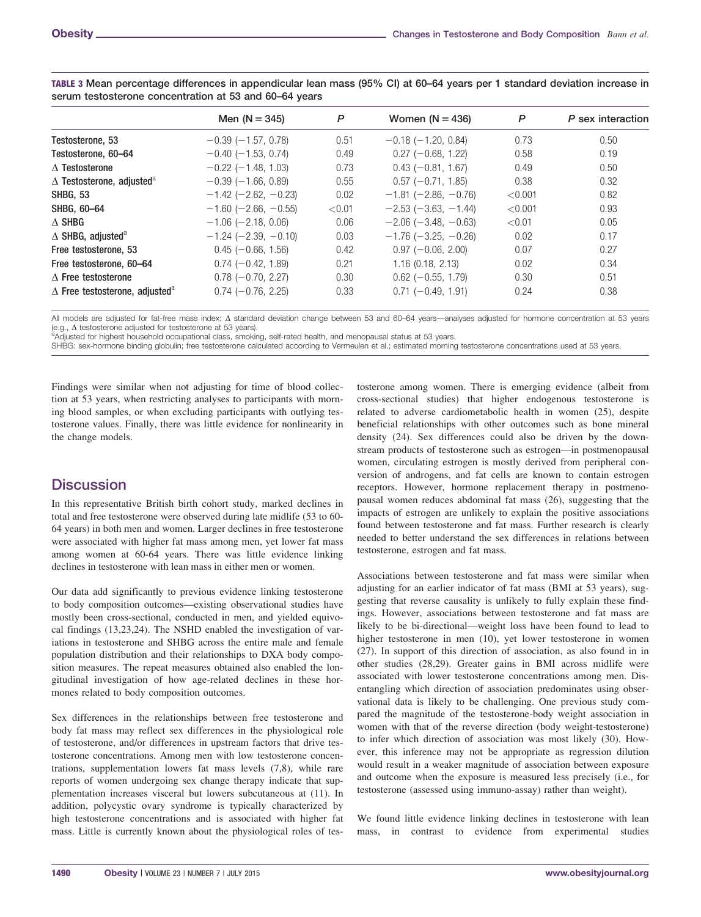**TABLE 3** Mean percentage differences in appendicular lean mass (95% CI) at 60–64 years per 1 standard deviation increase in serum testosterone concentration at 53 and 60–64 years

| | Men (N = 345) | P | Women (N = 436) | P | P sex interaction |
|---|---|---|---|---|---|
| Testosterone, 53 | −0.39 (−1.57, 0.78) | 0.51 | −0.18 (−1.20, 0.84) | 0.73 | 0.50 |
| Testosterone, 60–64 | −0.40 (−1.53, 0.74) | 0.49 | 0.27 (−0.68, 1.22) | 0.58 | 0.19 |
| Δ Testosterone | −0.22 (−1.48, 1.03) | 0.73 | 0.43 (−0.81, 1.67) | 0.49 | 0.50 |
| Δ Testosterone, adjusted[a] | −0.39 (−1.66, 0.89) | 0.55 | 0.57 (−0.71, 1.85) | 0.38 | 0.32 |
| SHBG, 53 | −1.42 (−2.62, −0.23) | 0.02 | −1.81 (−2.86, −0.76) | <0.001 | 0.82 |
| SHBG, 60–64 | −1.60 (−2.66, −0.55) | <0.01 | −2.53 (−3.63, −1.44) | <0.001 | 0.93 |
| Δ SHBG | −1.06 (−2.18, 0.06) | 0.06 | −2.06 (−3.48, −0.63) | <0.01 | 0.05 |
| Δ SHBG, adjusted[a] | −1.24 (−2.39, −0.10) | 0.03 | −1.76 (−3.25, −0.26) | 0.02 | 0.17 |
| Free testosterone, 53 | 0.45 (−0.66, 1.56) | 0.42 | 0.97 (−0.06, 2.00) | 0.07 | 0.27 |
| Free testosterone, 60–64 | 0.74 (−0.42, 1.89) | 0.21 | 1.16 (0.18, 2.13) | 0.02 | 0.34 |
| Δ Free testosterone | 0.78 (−0.70, 2.27) | 0.30 | 0.62 (−0.55, 1.79) | 0.30 | 0.51 |
| Δ Free testosterone, adjusted[a] | 0.74 (−0.76, 2.25) | 0.33 | 0.71 (−0.49, 1.91) | 0.24 | 0.38 |

All models are adjusted for fat-free mass index; Δ standard deviation change between 53 and 60–64 years—analyses adjusted for hormone concentration at 53 years (e.g., Δ testosterone adjusted for testosterone at 53 years).
[a]Adjusted for highest household occupational class, smoking, self-rated health, and menopausal status at 53 years.
SHBG: sex-hormone binding globulin; free testosterone calculated according to Vermeulen et al.; estimated morning testosterone concentrations used at 53 years.

Findings were similar when not adjusting for time of blood collection at 53 years, when restricting analyses to participants with morning blood samples, or when excluding participants with outlying testosterone values. Finally, there was little evidence for nonlinearity in the change models.

## Discussion

In this representative British birth cohort study, marked declines in total and free testosterone were observed during late midlife (53 to 60-64 years) in both men and women. Larger declines in free testosterone were associated with higher fat mass among men, yet lower fat mass among women at 60-64 years. There was little evidence linking declines in testosterone with lean mass in either men or women.

Our data add significantly to previous evidence linking testosterone to body composition outcomes—existing observational studies have mostly been cross-sectional, conducted in men, and yielded equivocal findings (13,23,24). The NSHD enabled the investigation of variations in testosterone and SHBG across the entire male and female population distribution and their relationships to DXA body composition measures. The repeat measures obtained also enabled the longitudinal investigation of how age-related declines in these hormones related to body composition outcomes.

Sex differences in the relationships between free testosterone and body fat mass may reflect sex differences in the physiological role of testosterone, and/or differences in upstream factors that drive testosterone concentrations. Among men with low testosterone concentrations, supplementation lowers fat mass levels (7,8), while rare reports of women undergoing sex change therapy indicate that supplementation increases visceral but lowers subcutaneous at (11). In addition, polycystic ovary syndrome is typically characterized by high testosterone concentrations and is associated with higher fat mass. Little is currently known about the physiological roles of testosterone among women. There is emerging evidence (albeit from cross-sectional studies) that higher endogenous testosterone is related to adverse cardiometabolic health in women (25), despite beneficial relationships with other outcomes such as bone mineral density (24). Sex differences could also be driven by the downstream products of testosterone such as estrogen—in postmenopausal women, circulating estrogen is mostly derived from peripheral conversion of androgens, and fat cells are known to contain estrogen receptors. However, hormone replacement therapy in postmenopausal women reduces abdominal fat mass (26), suggesting that the impacts of estrogen are unlikely to explain the positive associations found between testosterone and fat mass. Further research is clearly needed to better understand the sex differences in relations between testosterone, estrogen and fat mass.

Associations between testosterone and fat mass were similar when adjusting for an earlier indicator of fat mass (BMI at 53 years), suggesting that reverse causality is unlikely to fully explain these findings. However, associations between testosterone and fat mass are likely to be bi-directional—weight loss have been found to lead to higher testosterone in men (10), yet lower testosterone in women (27). In support of this direction of association, as also found in in other studies (28,29). Greater gains in BMI across midlife were associated with lower testosterone concentrations among men. Disentangling which direction of association predominates using observational data is likely to be challenging. One previous study compared the magnitude of the testosterone-body weight association in women with that of the reverse direction (body weight-testosterone) to infer which direction of association was most likely (30). However, this inference may not be appropriate as regression dilution would result in a weaker magnitude of association between exposure and outcome when the exposure is measured less precisely (i.e., for testosterone (assessed using immuno-assay) rather than weight).

We found little evidence linking declines in testosterone with lean mass, in contrast to evidence from experimental studies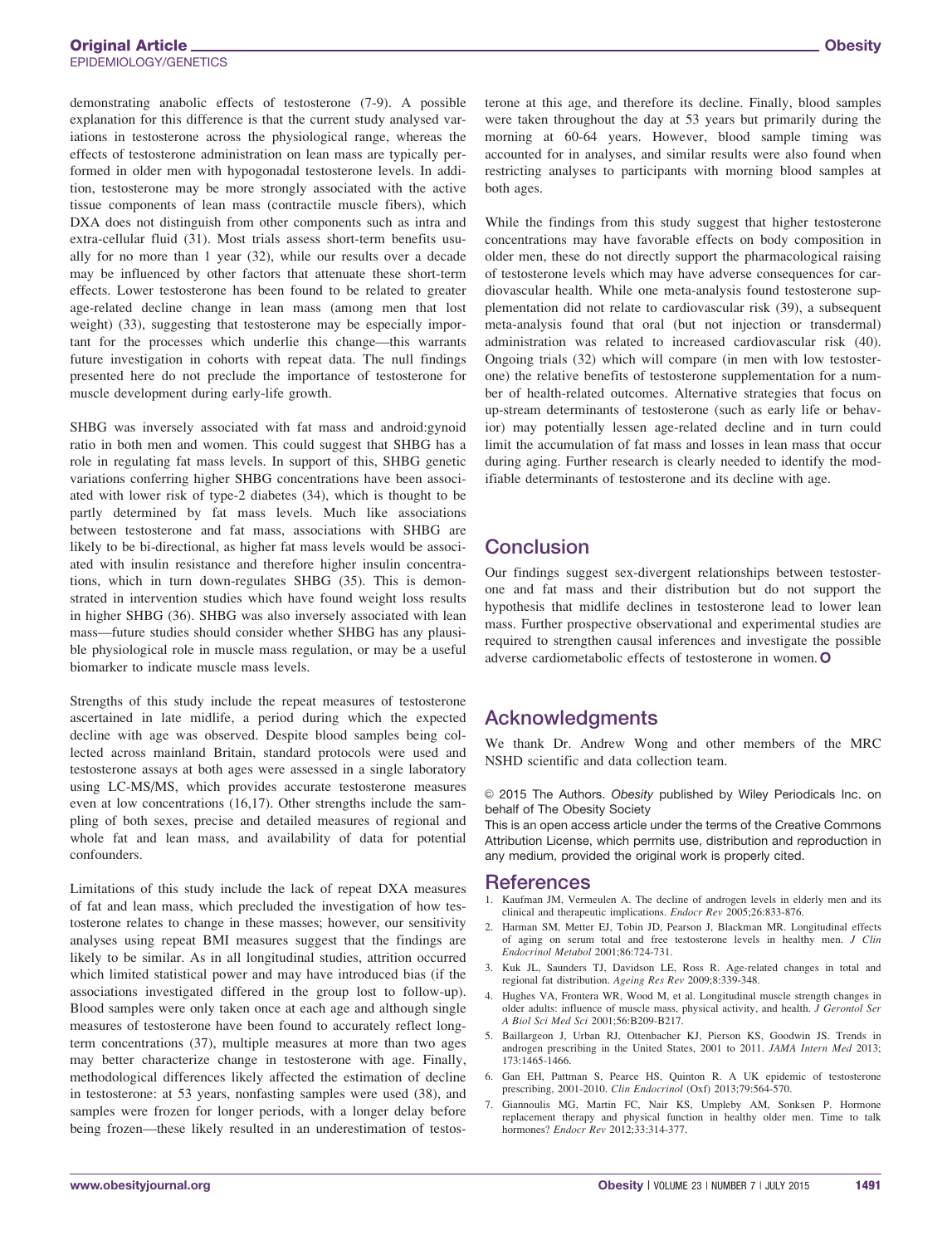demonstrating anabolic effects of testosterone (7-9). A possible explanation for this difference is that the current study analysed variations in testosterone across the physiological range, whereas the effects of testosterone administration on lean mass are typically performed in older men with hypogonadal testosterone levels. In addition, testosterone may be more strongly associated with the active tissue components of lean mass (contractile muscle fibers), which DXA does not distinguish from other components such as intra and extra-cellular fluid (31). Most trials assess short-term benefits usually for no more than 1 year (32), while our results over a decade may be influenced by other factors that attenuate these short-term effects. Lower testosterone has been found to be related to greater age-related decline change in lean mass (among men that lost weight) (33), suggesting that testosterone may be especially important for the processes which underlie this change—this warrants future investigation in cohorts with repeat data. The null findings presented here do not preclude the importance of testosterone for muscle development during early-life growth.

SHBG was inversely associated with fat mass and android:gynoid ratio in both men and women. This could suggest that SHBG has a role in regulating fat mass levels. In support of this, SHBG genetic variations conferring higher SHBG concentrations have been associated with lower risk of type-2 diabetes (34), which is thought to be partly determined by fat mass levels. Much like associations between testosterone and fat mass, associations with SHBG are likely to be bi-directional, as higher fat mass levels would be associated with insulin resistance and therefore higher insulin concentrations, which in turn down-regulates SHBG (35). This is demonstrated in intervention studies which have found weight loss results in higher SHBG (36). SHBG was also inversely associated with lean mass—future studies should consider whether SHBG has any plausible physiological role in muscle mass regulation, or may be a useful biomarker to indicate muscle mass levels.

Strengths of this study include the repeat measures of testosterone ascertained in late midlife, a period during which the expected decline with age was observed. Despite blood samples being collected across mainland Britain, standard protocols were used and testosterone assays at both ages were assessed in a single laboratory using LC-MS/MS, which provides accurate testosterone measures even at low concentrations (16,17). Other strengths include the sampling of both sexes, precise and detailed measures of regional and whole fat and lean mass, and availability of data for potential confounders.

Limitations of this study include the lack of repeat DXA measures of fat and lean mass, which precluded the investigation of how testosterone relates to change in these masses; however, our sensitivity analyses using repeat BMI measures suggest that the findings are likely to be similar. As in all longitudinal studies, attrition occurred which limited statistical power and may have introduced bias (if the associations investigated differed in the group lost to follow-up). Blood samples were only taken once at each age and although single measures of testosterone have been found to accurately reflect long-term concentrations (37), multiple measures at more than two ages may better characterize change in testosterone with age. Finally, methodological differences likely affected the estimation of decline in testosterone: at 53 years, nonfasting samples were used (38), and samples were frozen for longer periods, with a longer delay before being frozen—these likely resulted in an underestimation of testosterone at this age, and therefore its decline. Finally, blood samples were taken throughout the day at 53 years but primarily during the morning at 60-64 years. However, blood sample timing was accounted for in analyses, and similar results were also found when restricting analyses to participants with morning blood samples at both ages.

While the findings from this study suggest that higher testosterone concentrations may have favorable effects on body composition in older men, these do not directly support the pharmacological raising of testosterone levels which may have adverse consequences for cardiovascular health. While one meta-analysis found testosterone supplementation did not relate to cardiovascular risk (39), a subsequent meta-analysis found that oral (but not injection or transdermal) administration was related to increased cardiovascular risk (40). Ongoing trials (32) which will compare (in men with low testosterone) the relative benefits of testosterone supplementation for a number of health-related outcomes. Alternative strategies that focus on up-stream determinants of testosterone (such as early life or behavior) may potentially lessen age-related decline and in turn could limit the accumulation of fat mass and losses in lean mass that occur during aging. Further research is clearly needed to identify the modifiable determinants of testosterone and its decline with age.

## Conclusion

Our findings suggest sex-divergent relationships between testosterone and fat mass and their distribution but do not support the hypothesis that midlife declines in testosterone lead to lower lean mass. Further prospective observational and experimental studies are required to strengthen causal inferences and investigate the possible adverse cardiometabolic effects of testosterone in women. **O**

## Acknowledgments

We thank Dr. Andrew Wong and other members of the MRC NSHD scientific and data collection team.

© 2015 The Authors. *Obesity* published by Wiley Periodicals Inc. on behalf of The Obesity Society

This is an open access article under the terms of the Creative Commons Attribution License, which permits use, distribution and reproduction in any medium, provided the original work is properly cited.

## References

1. Kaufman JM, Vermeulen A. The decline of androgen levels in elderly men and its clinical and therapeutic implications. *Endocr Rev* 2005;26:833-876.
2. Harman SM, Metter EJ, Tobin JD, Pearson J, Blackman MR. Longitudinal effects of aging on serum total and free testosterone levels in healthy men. *J Clin Endocrinol Metabol* 2001;86:724-731.
3. Kuk JL, Saunders TJ, Davidson LE, Ross R. Age-related changes in total and regional fat distribution. *Ageing Res Rev* 2009;8:339-348.
4. Hughes VA, Frontera WR, Wood M, et al. Longitudinal muscle strength changes in older adults: influence of muscle mass, physical activity, and health. *J Gerontol Ser A Biol Sci Med Sci* 2001;56:B209-B217.
5. Baillargeon J, Urban RJ, Ottenbacher KJ, Pierson KS, Goodwin JS. Trends in androgen prescribing in the United States, 2001 to 2011. *JAMA Intern Med* 2013; 173:1465-1466.
6. Gan EH, Pattman S, Pearce HS, Quinton R. A UK epidemic of testosterone prescribing, 2001-2010. *Clin Endocrinol* (Oxf) 2013;79:564-570.
7. Giannoulis MG, Martin FC, Nair KS, Umpleby AM, Sonksen P. Hormone replacement therapy and physical function in healthy older men. Time to talk hormones? *Endocr Rev* 2012;33:314-377.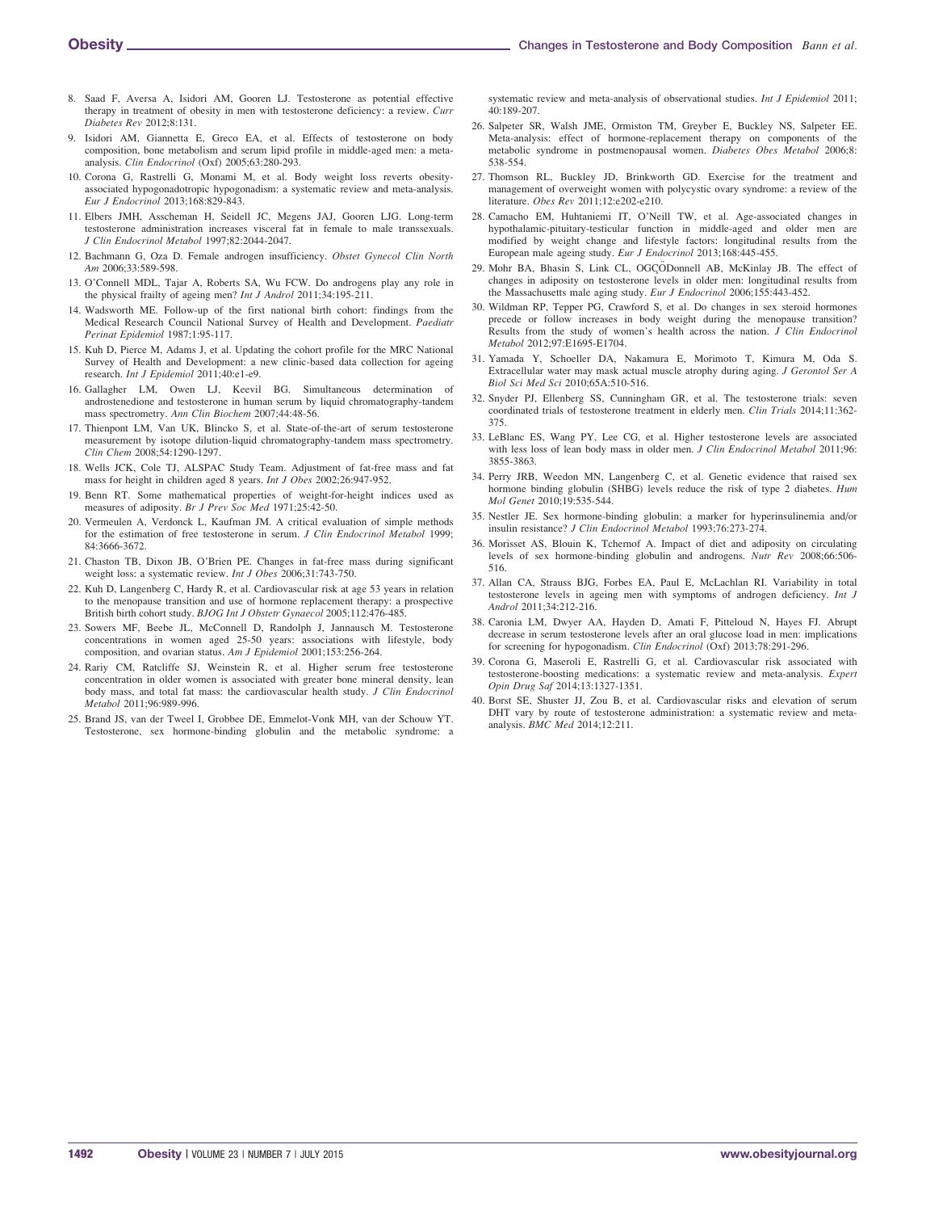8. Saad F, Aversa A, Isidori AM, Gooren LJ. Testosterone as potential effective therapy in treatment of obesity in men with testosterone deficiency: a review. *Curr Diabetes Rev* 2012;8:131.
9. Isidori AM, Giannetta E, Greco EA, et al. Effects of testosterone on body composition, bone metabolism and serum lipid profile in middle-aged men: a meta-analysis. *Clin Endocrinol* (Oxf) 2005;63:280-293.
10. Corona G, Rastrelli G, Monami M, et al. Body weight loss reverts obesity-associated hypogonadotropic hypogonadism: a systematic review and meta-analysis. *Eur J Endocrinol* 2013;168:829-843.
11. Elbers JMH, Asscheman H, Seidell JC, Megens JAJ, Gooren LJG. Long-term testosterone administration increases visceral fat in female to male transsexuals. *J Clin Endocrinol Metabol* 1997;82:2044-2047.
12. Bachmann G, Oza D. Female androgen insufficiency. *Obstet Gynecol Clin North Am* 2006;33:589-598.
13. O'Connell MDL, Tajar A, Roberts SA, Wu FCW. Do androgens play any role in the physical frailty of ageing men? *Int J Androl* 2011;34:195-211.
14. Wadsworth ME. Follow-up of the first national birth cohort: findings from the Medical Research Council National Survey of Health and Development. *Paediatr Perinat Epidemiol* 1987;1:95-117.
15. Kuh D, Pierce M, Adams J, et al. Updating the cohort profile for the MRC National Survey of Health and Development: a new clinic-based data collection for ageing research. *Int J Epidemiol* 2011;40:e1-e9.
16. Gallagher LM, Owen LJ, Keevil BG. Simultaneous determination of androstenedione and testosterone in human serum by liquid chromatography-tandem mass spectrometry. *Ann Clin Biochem* 2007;44:48-56.
17. Thienpont LM, Van UK, Blincko S, et al. State-of-the-art of serum testosterone measurement by isotope dilution-liquid chromatography-tandem mass spectrometry. *Clin Chem* 2008;54:1290-1297.
18. Wells JCK, Cole TJ, ALSPAC Study Team. Adjustment of fat-free mass and fat mass for height in children aged 8 years. *Int J Obes* 2002;26:947-952.
19. Benn RT. Some mathematical properties of weight-for-height indices used as measures of adiposity. *Br J Prev Soc Med* 1971;25:42-50.
20. Vermeulen A, Verdonck L, Kaufman JM. A critical evaluation of simple methods for the estimation of free testosterone in serum. *J Clin Endocrinol Metabol* 1999; 84:3666-3672.
21. Chaston TB, Dixon JB, O'Brien PE. Changes in fat-free mass during significant weight loss: a systematic review. *Int J Obes* 2006;31:743-750.
22. Kuh D, Langenberg C, Hardy R, et al. Cardiovascular risk at age 53 years in relation to the menopause transition and use of hormone replacement therapy: a prospective British birth cohort study. *BJOG Int J Obstetr Gynaecol* 2005;112:476-485.
23. Sowers MF, Beebe JL, McConnell D, Randolph J, Jannausch M. Testosterone concentrations in women aged 25-50 years: associations with lifestyle, body composition, and ovarian status. *Am J Epidemiol* 2001;153:256-264.
24. Rariy CM, Ratcliffe SJ, Weinstein R, et al. Higher serum free testosterone concentration in older women is associated with greater bone mineral density, lean body mass, and total fat mass: the cardiovascular health study. *J Clin Endocrinol Metabol* 2011;96:989-996.
25. Brand JS, van der Tweel I, Grobbee DE, Emmelot-Vonk MH, van der Schouw YT. Testosterone, sex hormone-binding globulin and the metabolic syndrome: a systematic review and meta-analysis of observational studies. *Int J Epidemiol* 2011; 40:189-207.
26. Salpeter SR, Walsh JME, Ormiston TM, Greyber E, Buckley NS, Salpeter EE. Meta-analysis: effect of hormone-replacement therapy on components of the metabolic syndrome in postmenopausal women. *Diabetes Obes Metabol* 2006;8: 538-554.
27. Thomson RL, Buckley JD, Brinkworth GD. Exercise for the treatment and management of overweight women with polycystic ovary syndrome: a review of the literature. *Obes Rev* 2011;12:e202-e210.
28. Camacho EM, Huhtaniemi IT, O'Neill TW, et al. Age-associated changes in hypothalamic-pituitary-testicular function in middle-aged and older men are modified by weight change and lifestyle factors: longitudinal results from the European male ageing study. *Eur J Endocrinol* 2013;168:445-455.
29. Mohr BA, Bhasin S, Link CL, OGÇÖDonnell AB, McKinlay JB. The effect of changes in adiposity on testosterone levels in older men: longitudinal results from the Massachusetts male aging study. *Eur J Endocrinol* 2006;155:443-452.
30. Wildman RP, Tepper PG, Crawford S, et al. Do changes in sex steroid hormones precede or follow increases in body weight during the menopause transition? Results from the study of women's health across the nation. *J Clin Endocrinol Metabol* 2012;97:E1695-E1704.
31. Yamada Y, Schoeller DA, Nakamura E, Morimoto T, Kimura M, Oda S. Extracellular water may mask actual muscle atrophy during aging. *J Gerontol Ser A Biol Sci Med Sci* 2010;65A:510-516.
32. Snyder PJ, Ellenberg SS, Cunningham GR, et al. The testosterone trials: seven coordinated trials of testosterone treatment in elderly men. *Clin Trials* 2014;11:362-375.
33. LeBlanc ES, Wang PY, Lee CG, et al. Higher testosterone levels are associated with less loss of lean body mass in older men. *J Clin Endocrinol Metabol* 2011;96: 3855-3863.
34. Perry JRB, Weedon MN, Langenberg C, et al. Genetic evidence that raised sex hormone binding globulin (SHBG) levels reduce the risk of type 2 diabetes. *Hum Mol Genet* 2010;19:535-544.
35. Nestler JE. Sex hormone-binding globulin: a marker for hyperinsulinemia and/or insulin resistance? *J Clin Endocrinol Metabol* 1993;76:273-274.
36. Morisset AS, Blouin K, Tchernof A. Impact of diet and adiposity on circulating levels of sex hormone-binding globulin and androgens. *Nutr Rev* 2008;66:506-516.
37. Allan CA, Strauss BJG, Forbes EA, Paul E, McLachlan RI. Variability in total testosterone levels in ageing men with symptoms of androgen deficiency. *Int J Androl* 2011;34:212-216.
38. Caronia LM, Dwyer AA, Hayden D, Amati F, Pitteloud N, Hayes FJ. Abrupt decrease in serum testosterone levels after an oral glucose load in men: implications for screening for hypogonadism. *Clin Endocrinol* (Oxf) 2013;78:291-296.
39. Corona G, Maseroli E, Rastrelli G, et al. Cardiovascular risk associated with testosterone-boosting medications: a systematic review and meta-analysis. *Expert Opin Drug Saf* 2014;13:1327-1351.
40. Borst SE, Shuster JJ, Zou B, et al. Cardiovascular risks and elevation of serum DHT vary by route of testosterone administration: a systematic review and meta-analysis. *BMC Med* 2014;12:211.